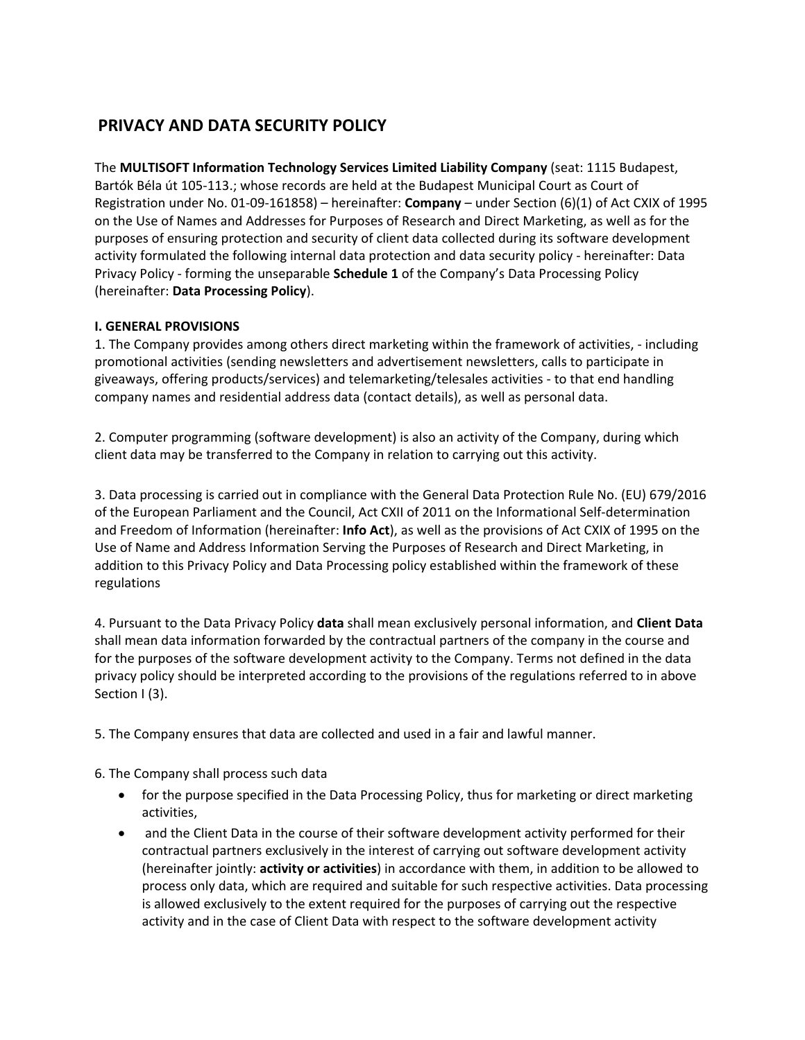# PRIVACY AND DATA SECURITY POLICY

The **MULTISOFT Information Technology Services Limited Liability Company** (seat: 1115 Budapest, Bartók Béla út 105-113.; whose records are held at the Budapest Municipal Court as Court of Registration under No. 01-09-161858) – hereinafter: **Company** – under Section (6)(1) of Act CXIX of 1995 on the Use of Names and Addresses for Purposes of Research and Direct Marketing, as well as for the purposes of ensuring protection and security of client data collected during its software development activity formulated the following internal data protection and data security policy - hereinafter: Data Privacy Policy - forming the unseparable **Schedule 1** of the Company's Data Processing Policy (hereinafter: **Data Processing Policy**).

**I. GENERAL PROVISIONS**

1. The Company provides among others direct marketing within the framework of activities, - including promotional activities (sending newsletters and advertisement newsletters, calls to participate in giveaways, offering products/services) and telemarketing/telesales activities - to that end handling company names and residential address data (contact details), as well as personal data.

2. Computer programming (software development) is also an activity of the Company, during which client data may be transferred to the Company in relation to carrying out this activity.

3. Data processing is carried out in compliance with the General Data Protection Rule No. (EU) 679/2016 of the European Parliament and the Council, Act CXII of 2011 on the Informational Self-determination and Freedom of Information (hereinafter: **Info Act**), as well as the provisions of Act CXIX of 1995 on the Use of Name and Address Information Serving the Purposes of Research and Direct Marketing, in addition to this Privacy Policy and Data Processing policy established within the framework of these regulations

4. Pursuant to the Data Privacy Policy **data** shall mean exclusively personal information, and **Client Data** shall mean data information forwarded by the contractual partners of the company in the course and for the purposes of the software development activity to the Company. Terms not defined in the data privacy policy should be interpreted according to the provisions of the regulations referred to in above Section I (3).

5. The Company ensures that data are collected and used in a fair and lawful manner.

6. The Company shall process such data

- for the purpose specified in the Data Processing Policy, thus for marketing or direct marketing activities,
- and the Client Data in the course of their software development activity performed for their contractual partners exclusively in the interest of carrying out software development activity (hereinafter jointly: **activity or activities**) in accordance with them, in addition to be allowed to process only data, which are required and suitable for such respective activities. Data processing is allowed exclusively to the extent required for the purposes of carrying out the respective activity and in the case of Client Data with respect to the software development activity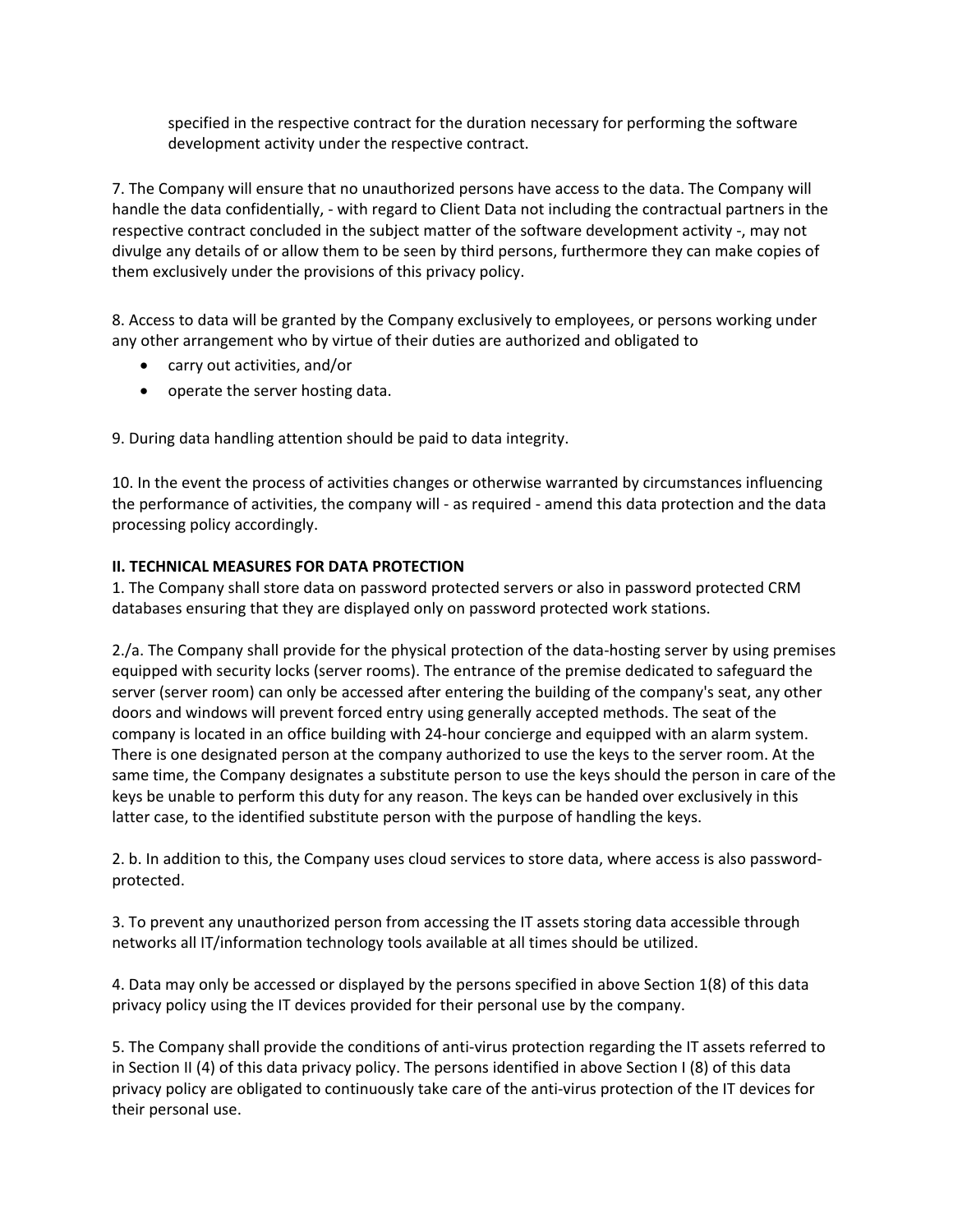specified in the respective contract for the duration necessary for performing the software development activity under the respective contract.

7. The Company will ensure that no unauthorized persons have access to the data. The Company will handle the data confidentially, - with regard to Client Data not including the contractual partners in the respective contract concluded in the subject matter of the software development activity -, may not divulge any details of or allow them to be seen by third persons, furthermore they can make copies of them exclusively under the provisions of this privacy policy.

8. Access to data will be granted by the Company exclusively to employees, or persons working under any other arrangement who by virtue of their duties are authorized and obligated to

- carry out activities, and/or
- operate the server hosting data.

9. During data handling attention should be paid to data integrity.

10. In the event the process of activities changes or otherwise warranted by circumstances influencing the performance of activities, the company will - as required - amend this data protection and the data processing policy accordingly.

**II. TECHNICAL MEASURES FOR DATA PROTECTION**

1. The Company shall store data on password protected servers or also in password protected CRM databases ensuring that they are displayed only on password protected work stations.

2./a. The Company shall provide for the physical protection of the data-hosting server by using premises equipped with security locks (server rooms). The entrance of the premise dedicated to safeguard the server (server room) can only be accessed after entering the building of the company's seat, any other doors and windows will prevent forced entry using generally accepted methods. The seat of the company is located in an office building with 24-hour concierge and equipped with an alarm system. There is one designated person at the company authorized to use the keys to the server room. At the same time, the Company designates a substitute person to use the keys should the person in care of the keys be unable to perform this duty for any reason. The keys can be handed over exclusively in this latter case, to the identified substitute person with the purpose of handling the keys.

2. b. In addition to this, the Company uses cloud services to store data, where access is also password-protected.

3. To prevent any unauthorized person from accessing the IT assets storing data accessible through networks all IT/information technology tools available at all times should be utilized.

4. Data may only be accessed or displayed by the persons specified in above Section 1(8) of this data privacy policy using the IT devices provided for their personal use by the company.

5. The Company shall provide the conditions of anti-virus protection regarding the IT assets referred to in Section II (4) of this data privacy policy. The persons identified in above Section I (8) of this data privacy policy are obligated to continuously take care of the anti-virus protection of the IT devices for their personal use.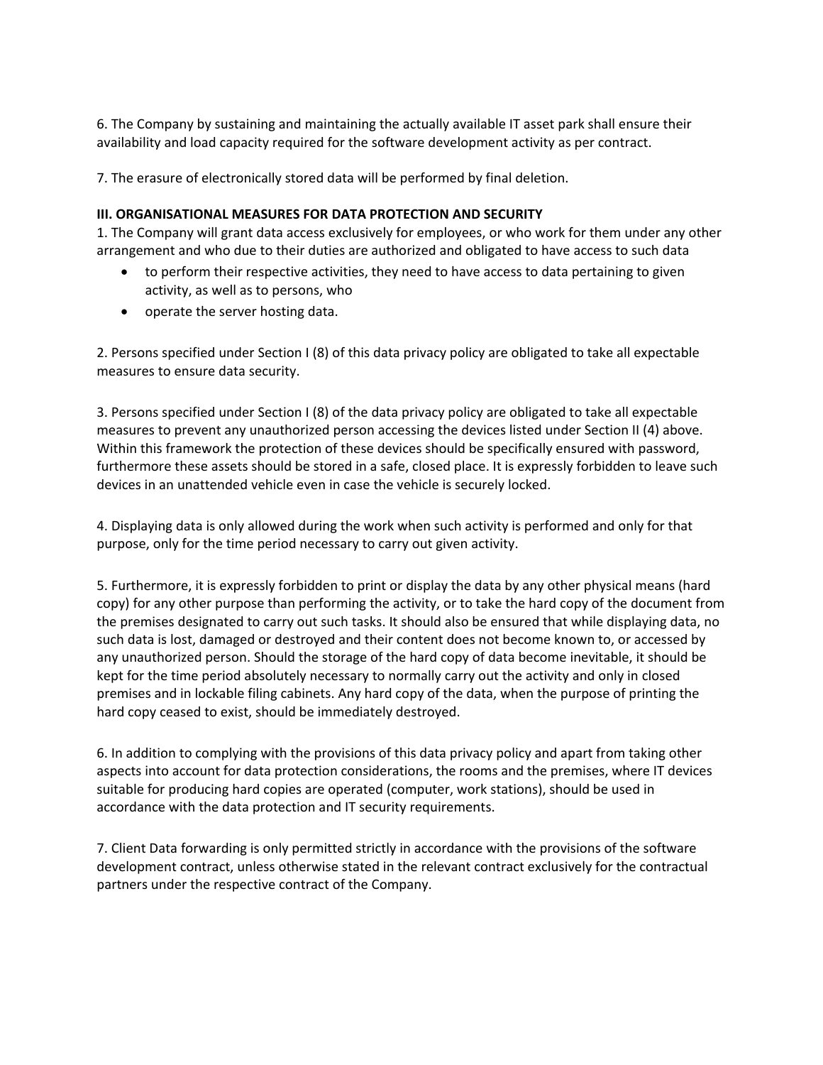6. The Company by sustaining and maintaining the actually available IT asset park shall ensure their availability and load capacity required for the software development activity as per contract.

7. The erasure of electronically stored data will be performed by final deletion.

**III. ORGANISATIONAL MEASURES FOR DATA PROTECTION AND SECURITY**

1. The Company will grant data access exclusively for employees, or who work for them under any other arrangement and who due to their duties are authorized and obligated to have access to such data

- to perform their respective activities, they need to have access to data pertaining to given activity, as well as to persons, who
- operate the server hosting data.

2. Persons specified under Section I (8) of this data privacy policy are obligated to take all expectable measures to ensure data security.

3. Persons specified under Section I (8) of the data privacy policy are obligated to take all expectable measures to prevent any unauthorized person accessing the devices listed under Section II (4) above. Within this framework the protection of these devices should be specifically ensured with password, furthermore these assets should be stored in a safe, closed place. It is expressly forbidden to leave such devices in an unattended vehicle even in case the vehicle is securely locked.

4. Displaying data is only allowed during the work when such activity is performed and only for that purpose, only for the time period necessary to carry out given activity.

5. Furthermore, it is expressly forbidden to print or display the data by any other physical means (hard copy) for any other purpose than performing the activity, or to take the hard copy of the document from the premises designated to carry out such tasks. It should also be ensured that while displaying data, no such data is lost, damaged or destroyed and their content does not become known to, or accessed by any unauthorized person. Should the storage of the hard copy of data become inevitable, it should be kept for the time period absolutely necessary to normally carry out the activity and only in closed premises and in lockable filing cabinets. Any hard copy of the data, when the purpose of printing the hard copy ceased to exist, should be immediately destroyed.

6. In addition to complying with the provisions of this data privacy policy and apart from taking other aspects into account for data protection considerations, the rooms and the premises, where IT devices suitable for producing hard copies are operated (computer, work stations), should be used in accordance with the data protection and IT security requirements.

7. Client Data forwarding is only permitted strictly in accordance with the provisions of the software development contract, unless otherwise stated in the relevant contract exclusively for the contractual partners under the respective contract of the Company.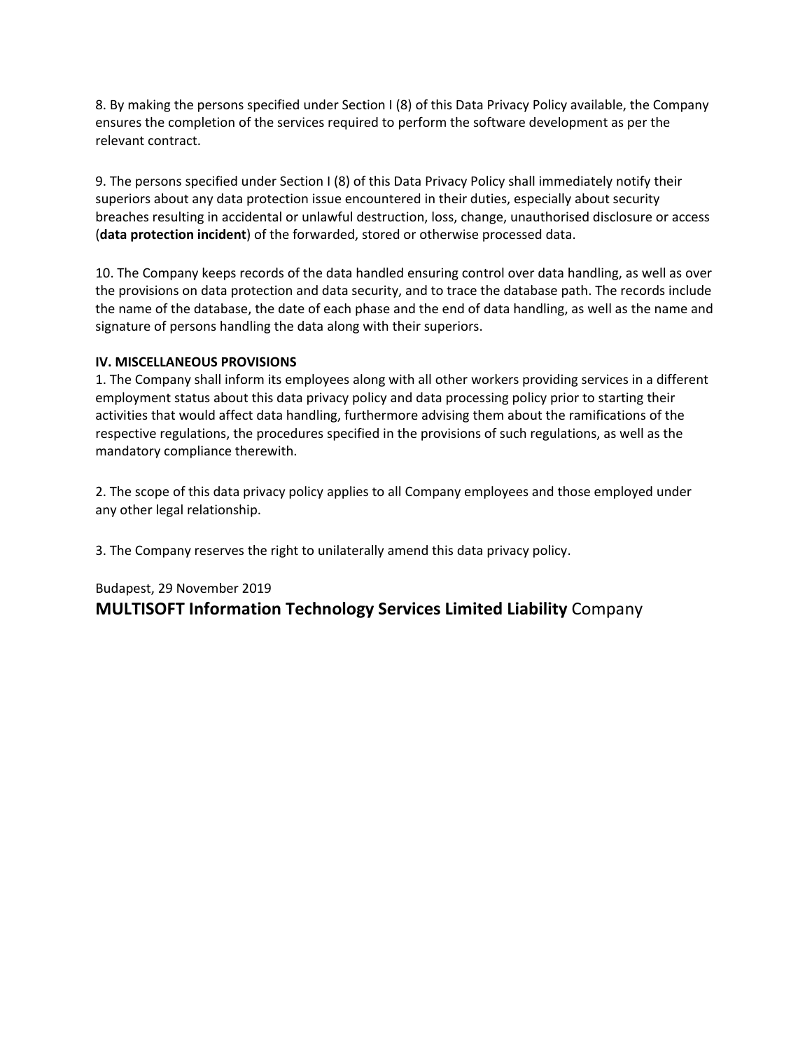8. By making the persons specified under Section I (8) of this Data Privacy Policy available, the Company ensures the completion of the services required to perform the software development as per the relevant contract.

9. The persons specified under Section I (8) of this Data Privacy Policy shall immediately notify their superiors about any data protection issue encountered in their duties, especially about security breaches resulting in accidental or unlawful destruction, loss, change, unauthorised disclosure or access (**data protection incident**) of the forwarded, stored or otherwise processed data.

10. The Company keeps records of the data handled ensuring control over data handling, as well as over the provisions on data protection and data security, and to trace the database path. The records include the name of the database, the date of each phase and the end of data handling, as well as the name and signature of persons handling the data along with their superiors.

**IV. MISCELLANEOUS PROVISIONS**

1. The Company shall inform its employees along with all other workers providing services in a different employment status about this data privacy policy and data processing policy prior to starting their activities that would affect data handling, furthermore advising them about the ramifications of the respective regulations, the procedures specified in the provisions of such regulations, as well as the mandatory compliance therewith.

2. The scope of this data privacy policy applies to all Company employees and those employed under any other legal relationship.

3. The Company reserves the right to unilaterally amend this data privacy policy.

Budapest, 29 November 2019

**MULTISOFT Information Technology Services Limited Liability** Company